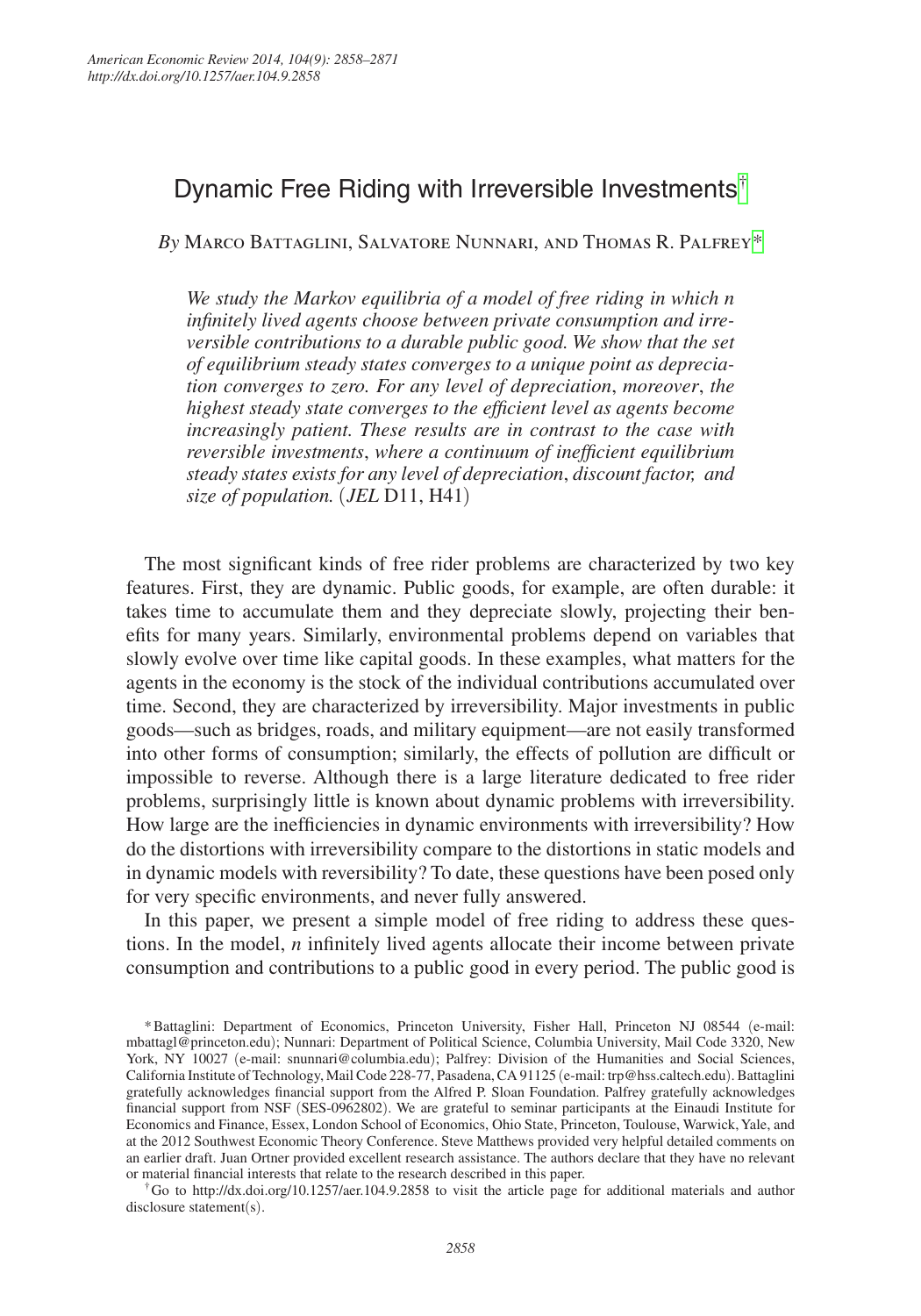# Dynamic Free Riding with Irreversible Investments[†]

*By* Marco Battaglini, Salvatore Nunnari, and Thomas R. Palfrey[*]

*We study the Markov equilibria of a model of free riding in which n infinitely lived agents choose between private consumption and irreversible contributions to a durable public good. We show that the set of equilibrium steady states converges to a unique point as depreciation converges to zero. For any level of depreciation, moreover, the highest steady state converges to the efficient level as agents become increasingly patient. These results are in contrast to the case with reversible investments, where a continuum of inefficient equilibrium steady states exists for any level of depreciation, discount factor, and size of population.* (*JEL* D11, H41)

The most significant kinds of free rider problems are characterized by two key features. First, they are dynamic. Public goods, for example, are often durable: it takes time to accumulate them and they depreciate slowly, projecting their benefits for many years. Similarly, environmental problems depend on variables that slowly evolve over time like capital goods. In these examples, what matters for the agents in the economy is the stock of the individual contributions accumulated over time. Second, they are characterized by irreversibility. Major investments in public goods—such as bridges, roads, and military equipment—are not easily transformed into other forms of consumption; similarly, the effects of pollution are difficult or impossible to reverse. Although there is a large literature dedicated to free rider problems, surprisingly little is known about dynamic problems with irreversibility. How large are the inefficiencies in dynamic environments with irreversibility? How do the distortions with irreversibility compare to the distortions in static models and in dynamic models with reversibility? To date, these questions have been posed only for very specific environments, and never fully answered.

In this paper, we present a simple model of free riding to address these questions. In the model, *n* infinitely lived agents allocate their income between private consumption and contributions to a public good in every period. The public good is

[*] Battaglini: Department of Economics, Princeton University, Fisher Hall, Princeton NJ 08544 (e-mail: mbattagl@princeton.edu); Nunnari: Department of Political Science, Columbia University, Mail Code 3320, New York, NY 10027 (e-mail: snunnari@columbia.edu); Palfrey: Division of the Humanities and Social Sciences, California Institute of Technology, Mail Code 228-77, Pasadena, CA 91125 (e-mail: trp@hss.caltech.edu). Battaglini gratefully acknowledges financial support from the Alfred P. Sloan Foundation. Palfrey gratefully acknowledges financial support from NSF (SES-0962802). We are grateful to seminar participants at the Einaudi Institute for Economics and Finance, Essex, London School of Economics, Ohio State, Princeton, Toulouse, Warwick, Yale, and at the 2012 Southwest Economic Theory Conference. Steve Matthews provided very helpful detailed comments on an earlier draft. Juan Ortner provided excellent research assistance. The authors declare that they have no relevant or material financial interests that relate to the research described in this paper.

[†] Go to http://dx.doi.org/10.1257/aer.104.9.2858 to visit the article page for additional materials and author disclosure statement(s).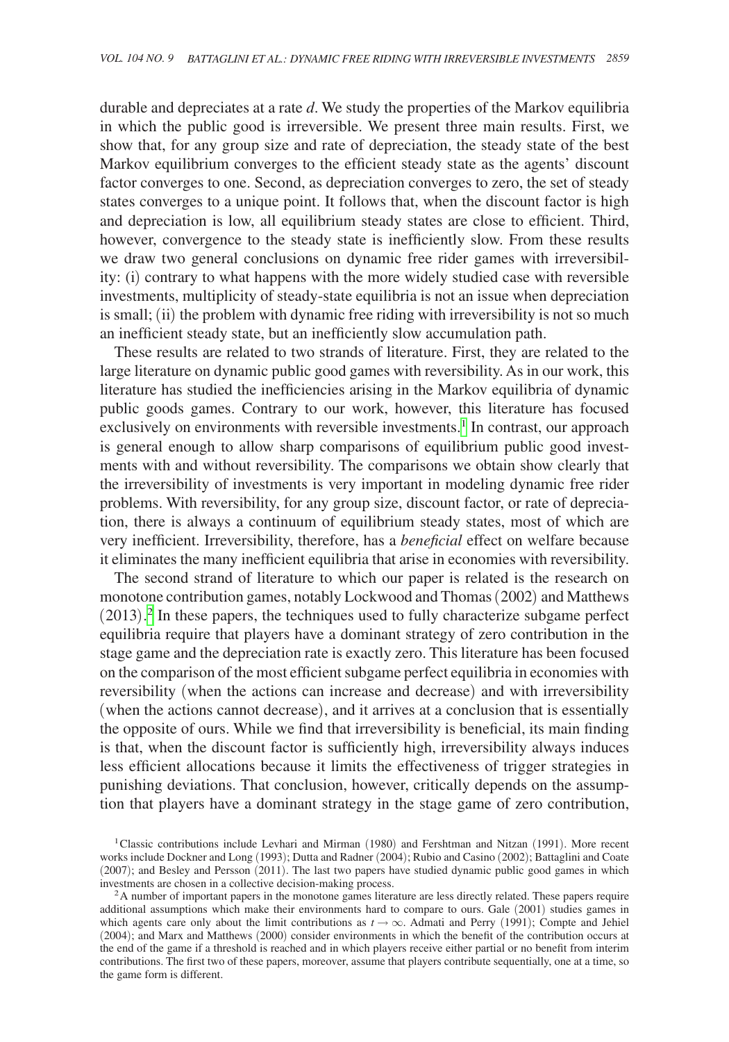durable and depreciates at a rate *d*. We study the properties of the Markov equilibria in which the public good is irreversible. We present three main results. First, we show that, for any group size and rate of depreciation, the steady state of the best Markov equilibrium converges to the efficient steady state as the agents' discount factor converges to one. Second, as depreciation converges to zero, the set of steady states converges to a unique point. It follows that, when the discount factor is high and depreciation is low, all equilibrium steady states are close to efficient. Third, however, convergence to the steady state is inefficiently slow. From these results we draw two general conclusions on dynamic free rider games with irreversibility: (i) contrary to what happens with the more widely studied case with reversible investments, multiplicity of steady-state equilibria is not an issue when depreciation is small; (ii) the problem with dynamic free riding with irreversibility is not so much an inefficient steady state, but an inefficiently slow accumulation path.

These results are related to two strands of literature. First, they are related to the large literature on dynamic public good games with reversibility. As in our work, this literature has studied the inefficiencies arising in the Markov equilibria of dynamic public goods games. Contrary to our work, however, this literature has focused exclusively on environments with reversible investments.[1] In contrast, our approach is general enough to allow sharp comparisons of equilibrium public good investments with and without reversibility. The comparisons we obtain show clearly that the irreversibility of investments is very important in modeling dynamic free rider problems. With reversibility, for any group size, discount factor, or rate of depreciation, there is always a continuum of equilibrium steady states, most of which are very inefficient. Irreversibility, therefore, has a *beneficial* effect on welfare because it eliminates the many inefficient equilibria that arise in economies with reversibility.

The second strand of literature to which our paper is related is the research on monotone contribution games, notably Lockwood and Thomas (2002) and Matthews (2013).[2] In these papers, the techniques used to fully characterize subgame perfect equilibria require that players have a dominant strategy of zero contribution in the stage game and the depreciation rate is exactly zero. This literature has been focused on the comparison of the most efficient subgame perfect equilibria in economies with reversibility (when the actions can increase and decrease) and with irreversibility (when the actions cannot decrease), and it arrives at a conclusion that is essentially the opposite of ours. While we find that irreversibility is beneficial, its main finding is that, when the discount factor is sufficiently high, irreversibility always induces less efficient allocations because it limits the effectiveness of trigger strategies in punishing deviations. That conclusion, however, critically depends on the assumption that players have a dominant strategy in the stage game of zero contribution,

[1] Classic contributions include Levhari and Mirman (1980) and Fershtman and Nitzan (1991). More recent works include Dockner and Long (1993); Dutta and Radner (2004); Rubio and Casino (2002); Battaglini and Coate (2007); and Besley and Persson (2011). The last two papers have studied dynamic public good games in which investments are chosen in a collective decision-making process.

[2] A number of important papers in the monotone games literature are less directly related. These papers require additional assumptions which make their environments hard to compare to ours. Gale (2001) studies games in which agents care only about the limit contributions as $t \to \infty$. Admati and Perry (1991); Compte and Jehiel (2004); and Marx and Matthews (2000) consider environments in which the benefit of the contribution occurs at the end of the game if a threshold is reached and in which players receive either partial or no benefit from interim contributions. The first two of these papers, moreover, assume that players contribute sequentially, one at a time, so the game form is different.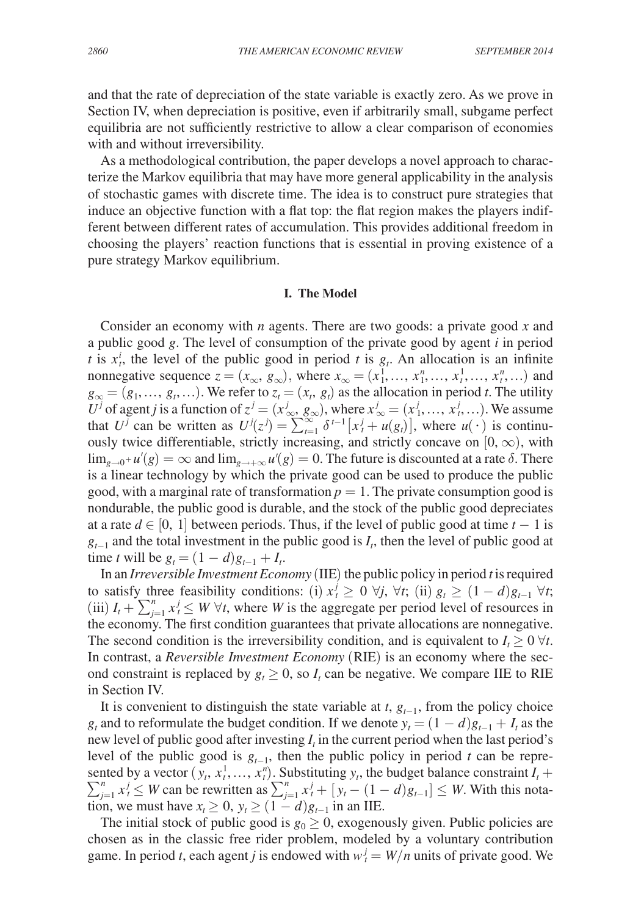and that the rate of depreciation of the state variable is exactly zero. As we prove in Section IV, when depreciation is positive, even if arbitrarily small, subgame perfect equilibria are not sufficiently restrictive to allow a clear comparison of economies with and without irreversibility.

As a methodological contribution, the paper develops a novel approach to characterize the Markov equilibria that may have more general applicability in the analysis of stochastic games with discrete time. The idea is to construct pure strategies that induce an objective function with a flat top: the flat region makes the players indifferent between different rates of accumulation. This provides additional freedom in choosing the players' reaction functions that is essential in proving existence of a pure strategy Markov equilibrium.

## I. The Model

Consider an economy with $n$ agents. There are two goods: a private good $x$ and a public good $g$. The level of consumption of the private good by agent $i$ in period $t$ is $x_t^i$, the level of the public good in period $t$ is $g_t$. An allocation is an infinite nonnegative sequence $z = (x_\infty, g_\infty)$, where $x_\infty = (x_1^1, \ldots, x_1^n, \ldots, x_t^1, \ldots, x_t^n, \ldots)$ and $g_\infty = (g_1, \ldots, g_t, \ldots)$. We refer to $z_t = (x_t, g_t)$ as the allocation in period $t$. The utility $U^j$ of agent $j$ is a function of $z^j = (x_\infty^j, g_\infty)$, where $x_\infty^j = (x_1^j, \ldots, x_t^j, \ldots)$. We assume that $U^j$ can be written as $U^j(z^j) = \sum_{t=1}^{\infty} \delta^{t-1}\left[x_t^j + u(g_t)\right]$, where $u(\cdot)$ is continuously twice differentiable, strictly increasing, and strictly concave on $[0, \infty)$, with $\lim_{g \to 0^+} u'(g) = \infty$ and $\lim_{g \to +\infty} u'(g) = 0$. The future is discounted at a rate $\delta$. There is a linear technology by which the private good can be used to produce the public good, with a marginal rate of transformation $p = 1$. The private consumption good is nondurable, the public good is durable, and the stock of the public good depreciates at a rate $d \in [0, 1]$ between periods. Thus, if the level of public good at time $t - 1$ is $g_{t-1}$ and the total investment in the public good is $I_t$, then the level of public good at time $t$ will be $g_t = (1 - d)g_{t-1} + I_t$.

In an *Irreversible Investment Economy* (IIE) the public policy in period $t$ is required to satisfy three feasibility conditions: (i) $x_t^j \geq 0 \ \forall j, \forall t$; (ii) $g_t \geq (1 - d)g_{t-1} \ \forall t$; (iii) $I_t + \sum_{j=1}^n x_t^j \leq W \ \forall t$, where $W$ is the aggregate per period level of resources in the economy. The first condition guarantees that private allocations are nonnegative. The second condition is the irreversibility condition, and is equivalent to $I_t \geq 0 \ \forall t$. In contrast, a *Reversible Investment Economy* (RIE) is an economy where the second constraint is replaced by $g_t \geq 0$, so $I_t$ can be negative. We compare IIE to RIE in Section IV.

It is convenient to distinguish the state variable at $t$, $g_{t-1}$, from the policy choice $g_t$ and to reformulate the budget condition. If we denote $y_t = (1 - d)g_{t-1} + I_t$ as the new level of public good after investing $I_t$ in the current period when the last period's level of the public good is $g_{t-1}$, then the public policy in period $t$ can be represented by a vector $(y_t, x_t^1, \ldots, x_t^n)$. Substituting $y_t$, the budget balance constraint $I_t + \sum_{j=1}^n x_t^j \leq W$ can be rewritten as $\sum_{j=1}^n x_t^j + [y_t - (1 - d)g_{t-1}] \leq W$. With this notation, we must have $x_t \geq 0$, $y_t \geq (1 - d)g_{t-1}$ in an IIE.

The initial stock of public good is $g_0 \geq 0$, exogenously given. Public policies are chosen as in the classic free rider problem, modeled by a voluntary contribution game. In period $t$, each agent $j$ is endowed with $w_t^j = W/n$ units of private good. We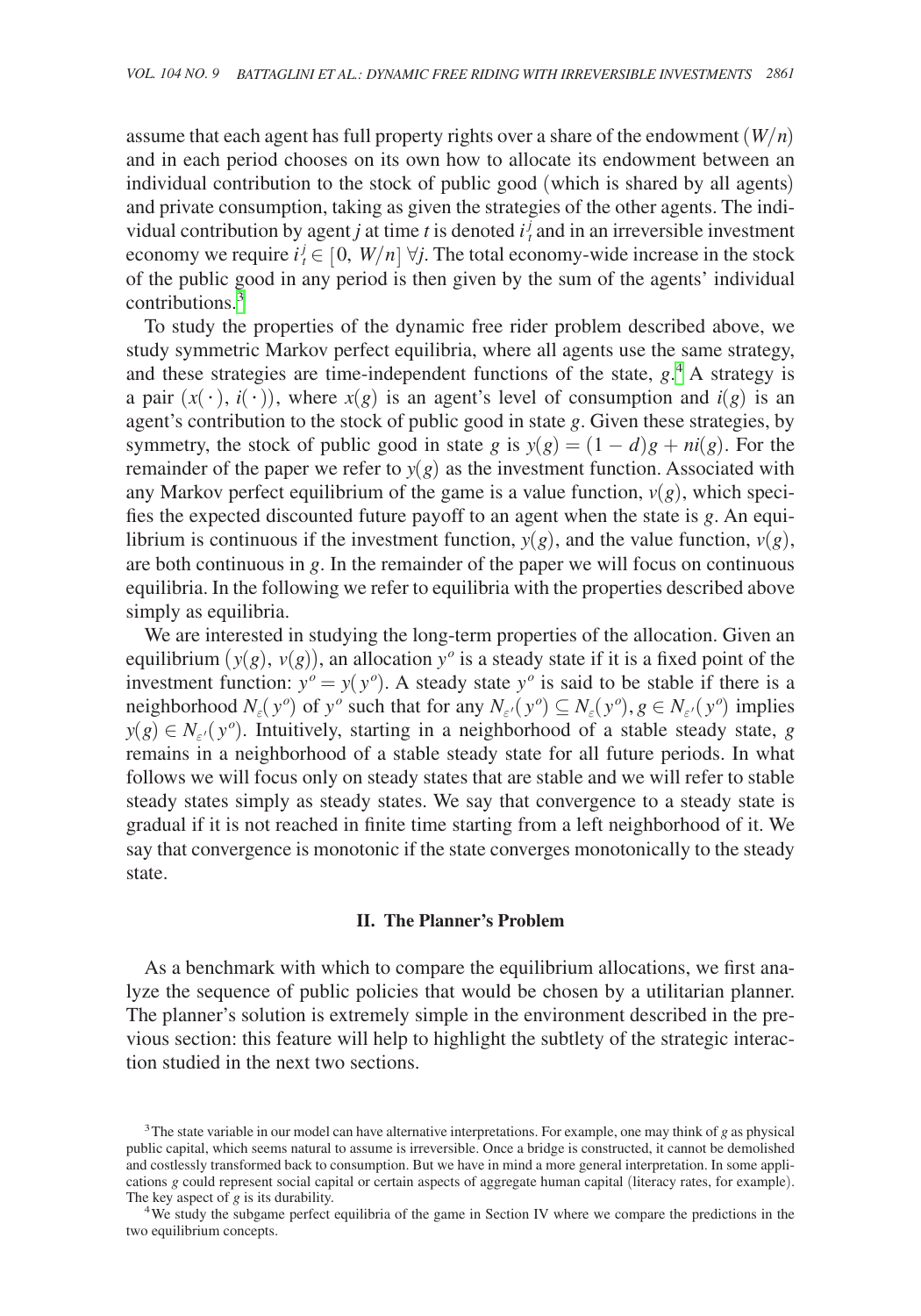assume that each agent has full property rights over a share of the endowment $(W/n)$ and in each period chooses on its own how to allocate its endowment between an individual contribution to the stock of public good (which is shared by all agents) and private consumption, taking as given the strategies of the other agents. The individual contribution by agent $j$ at time $t$ is denoted $i_t^j$ and in an irreversible investment economy we require $i_t^j \in [0, W/n]$ $\forall j$. The total economy-wide increase in the stock of the public good in any period is then given by the sum of the agents' individual contributions.[3]

To study the properties of the dynamic free rider problem described above, we study symmetric Markov perfect equilibria, where all agents use the same strategy, and these strategies are time-independent functions of the state, $g$.[4] A strategy is a pair $(x(\cdot), i(\cdot))$, where $x(g)$ is an agent's level of consumption and $i(g)$ is an agent's contribution to the stock of public good in state $g$. Given these strategies, by symmetry, the stock of public good in state $g$ is $y(g) = (1-d)g + ni(g)$. For the remainder of the paper we refer to $y(g)$ as the investment function. Associated with any Markov perfect equilibrium of the game is a value function, $v(g)$, which specifies the expected discounted future payoff to an agent when the state is $g$. An equilibrium is continuous if the investment function, $y(g)$, and the value function, $v(g)$, are both continuous in $g$. In the remainder of the paper we will focus on continuous equilibria. In the following we refer to equilibria with the properties described above simply as equilibria.

We are interested in studying the long-term properties of the allocation. Given an equilibrium $(y(g), v(g))$, an allocation $y^o$ is a steady state if it is a fixed point of the investment function: $y^o = y(y^o)$. A steady state $y^o$ is said to be stable if there is a neighborhood $N_\varepsilon(y^o)$ of $y^o$ such that for any $N_{\varepsilon'}(y^o) \subseteq N_\varepsilon(y^o)$, $g \in N_{\varepsilon'}(y^o)$ implies $y(g) \in N_{\varepsilon'}(y^o)$. Intuitively, starting in a neighborhood of a stable steady state, $g$ remains in a neighborhood of a stable steady state for all future periods. In what follows we will focus only on steady states that are stable and we will refer to stable steady states simply as steady states. We say that convergence to a steady state is gradual if it is not reached in finite time starting from a left neighborhood of it. We say that convergence is monotonic if the state converges monotonically to the steady state.

## II. The Planner's Problem

As a benchmark with which to compare the equilibrium allocations, we first analyze the sequence of public policies that would be chosen by a utilitarian planner. The planner's solution is extremely simple in the environment described in the previous section: this feature will help to highlight the subtlety of the strategic interaction studied in the next two sections.

[3] The state variable in our model can have alternative interpretations. For example, one may think of $g$ as physical public capital, which seems natural to assume is irreversible. Once a bridge is constructed, it cannot be demolished and costlessly transformed back to consumption. But we have in mind a more general interpretation. In some applications $g$ could represent social capital or certain aspects of aggregate human capital (literacy rates, for example). The key aspect of $g$ is its durability.

[4] We study the subgame perfect equilibria of the game in Section IV where we compare the predictions in the two equilibrium concepts.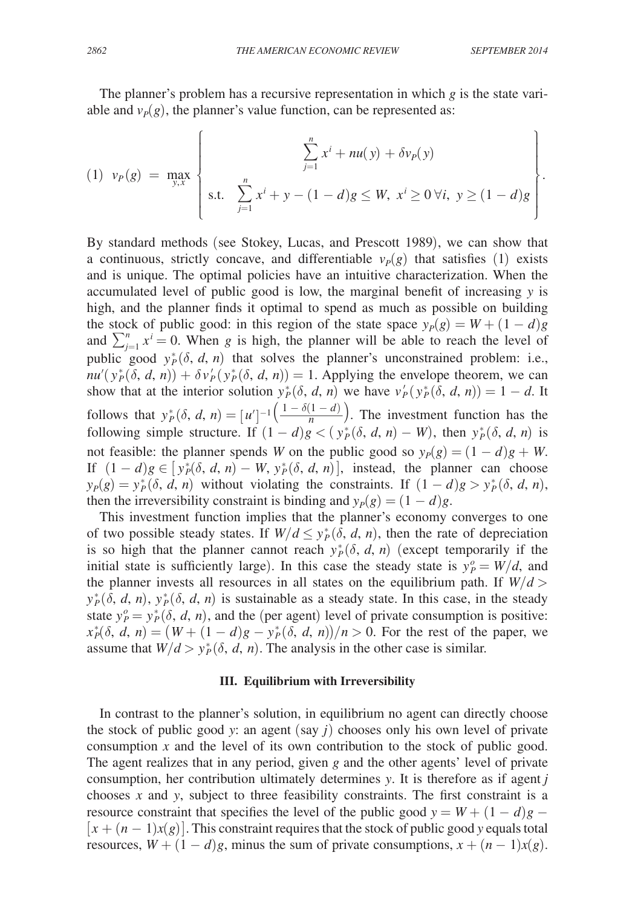The planner's problem has a recursive representation in which $g$ is the state variable and $v_P(g)$, the planner's value function, can be represented as:

$$
(1)\quad v_P(g) \;=\; \max_{y,x} \left\{ \begin{array}{c} \displaystyle\sum_{j=1}^{n} x^i + nu(y) + \delta v_P(y) \\ \text{s.t.} \quad \displaystyle\sum_{j=1}^{n} x^i + y - (1-d)g \leq W,\ x^i \geq 0\ \forall i,\ y \geq (1-d)g \end{array} \right\}.
$$

By standard methods (see Stokey, Lucas, and Prescott 1989), we can show that a continuous, strictly concave, and differentiable $v_P(g)$ that satisfies (1) exists and is unique. The optimal policies have an intuitive characterization. When the accumulated level of public good is low, the marginal benefit of increasing $y$ is high, and the planner finds it optimal to spend as much as possible on building the stock of public good: in this region of the state space $y_P(g) = W + (1-d)g$ and $\sum_{j=1}^{n} x^i = 0$. When $g$ is high, the planner will be able to reach the level of public good $y_P^*(\delta, d, n)$ that solves the planner's unconstrained problem: i.e., $nu'(y_P^*(\delta, d, n)) + \delta v_P'(y_P^*(\delta, d, n)) = 1$. Applying the envelope theorem, we can show that at the interior solution $y_P^*(\delta, d, n)$ we have $v_P'(y_P^*(\delta, d, n)) = 1 - d$. It follows that $y_P^*(\delta, d, n) = [u']^{-1}\left(\frac{1-\delta(1-d)}{n}\right)$. The investment function has the following simple structure. If $(1-d)g < (y_P^*(\delta, d, n) - W)$, then $y_P^*(\delta, d, n)$ is not feasible: the planner spends $W$ on the public good so $y_P(g) = (1-d)g + W$. If $(1-d)g \in [y_P^*(\delta, d, n) - W, y_P^*(\delta, d, n)]$, instead, the planner can choose $y_P(g) = y_P^*(\delta, d, n)$ without violating the constraints. If $(1-d)g > y_P^*(\delta, d, n)$, then the irreversibility constraint is binding and $y_P(g) = (1-d)g$.

This investment function implies that the planner's economy converges to one of two possible steady states. If $W/d \leq y_P^*(\delta, d, n)$, then the rate of depreciation is so high that the planner cannot reach $y_P^*(\delta, d, n)$ (except temporarily if the initial state is sufficiently large). In this case the steady state is $y_P^o = W/d$, and the planner invests all resources in all states on the equilibrium path. If $W/d > y_P^*(\delta, d, n)$, $y_P^*(\delta, d, n)$ is sustainable as a steady state. In this case, in the steady state $y_P^o = y_P^*(\delta, d, n)$, and the (per agent) level of private consumption is positive: $x_P^*(\delta, d, n) = (W + (1-d)g - y_P^*(\delta, d, n))/n > 0$. For the rest of the paper, we assume that $W/d > y_P^*(\delta, d, n)$. The analysis in the other case is similar.

## III. Equilibrium with Irreversibility

In contrast to the planner's solution, in equilibrium no agent can directly choose the stock of public good $y$: an agent (say $j$) chooses only his own level of private consumption $x$ and the level of its own contribution to the stock of public good. The agent realizes that in any period, given $g$ and the other agents' level of private consumption, her contribution ultimately determines $y$. It is therefore as if agent $j$ chooses $x$ and $y$, subject to three feasibility constraints. The first constraint is a resource constraint that specifies the level of the public good $y = W + (1-d)g - [x + (n-1)x(g)]$. This constraint requires that the stock of public good $y$ equals total resources, $W + (1-d)g$, minus the sum of private consumptions, $x + (n-1)x(g)$.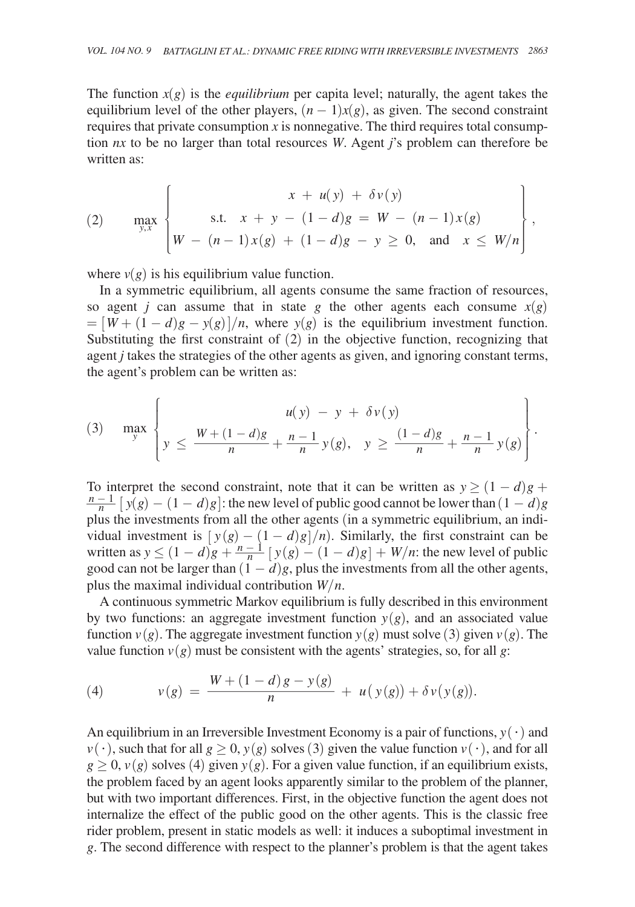The function $x(g)$ is the *equilibrium* per capita level; naturally, the agent takes the equilibrium level of the other players, $(n-1)x(g)$, as given. The second constraint requires that private consumption $x$ is nonnegative. The third requires total consumption $nx$ to be no larger than total resources $W$. Agent $j$'s problem can therefore be written as:

$$
(2) \qquad \max_{y,x} \left\{ \begin{array}{c} x + u(y) + \delta v(y) \\ \text{s.t.} \quad x + y - (1-d)g = W - (n-1)x(g) \\ W - (n-1)x(g) + (1-d)g - y \geq 0, \quad \text{and} \quad x \leq W/n \end{array} \right\},
$$

where $v(g)$ is his equilibrium value function.

In a symmetric equilibrium, all agents consume the same fraction of resources, so agent $j$ can assume that in state $g$ the other agents each consume $x(g) = [W + (1-d)g - y(g)]/n$, where $y(g)$ is the equilibrium investment function. Substituting the first constraint of (2) in the objective function, recognizing that agent $j$ takes the strategies of the other agents as given, and ignoring constant terms, the agent's problem can be written as:

$$
(3) \qquad \max_{y} \left\{ \begin{array}{c} u(y) - y + \delta v(y) \\ y \leq \dfrac{W + (1-d)g}{n} + \dfrac{n-1}{n}\, y(g), \quad y \geq \dfrac{(1-d)g}{n} + \dfrac{n-1}{n}\, y(g) \end{array} \right\}.
$$

To interpret the second constraint, note that it can be written as $y \geq (1-d)g + \frac{n-1}{n}\left[y(g) - (1-d)g\right]$: the new level of public good cannot be lower than $(1-d)g$ plus the investments from all the other agents (in a symmetric equilibrium, an individual investment is $[y(g) - (1-d)g]/n$). Similarly, the first constraint can be written as $y \leq (1-d)g + \frac{n-1}{n}\left[y(g) - (1-d)g\right] + W/n$: the new level of public good can not be larger than $(1-d)g$, plus the investments from all the other agents, plus the maximal individual contribution $W/n$.

A continuous symmetric Markov equilibrium is fully described in this environment by two functions: an aggregate investment function $y(g)$, and an associated value function $v(g)$. The aggregate investment function $y(g)$ must solve (3) given $v(g)$. The value function $v(g)$ must be consistent with the agents' strategies, so, for all $g$:

$$
(4) \qquad v(g) = \frac{W + (1-d)\,g - y(g)}{n} + u(y(g)) + \delta v(y(g)).
$$

An equilibrium in an Irreversible Investment Economy is a pair of functions, $y(\cdot)$ and $v(\cdot)$, such that for all $g \geq 0$, $y(g)$ solves (3) given the value function $v(\cdot)$, and for all $g \geq 0$, $v(g)$ solves (4) given $y(g)$. For a given value function, if an equilibrium exists, the problem faced by an agent looks apparently similar to the problem of the planner, but with two important differences. First, in the objective function the agent does not internalize the effect of the public good on the other agents. This is the classic free rider problem, present in static models as well: it induces a suboptimal investment in $g$. The second difference with respect to the planner's problem is that the agent takes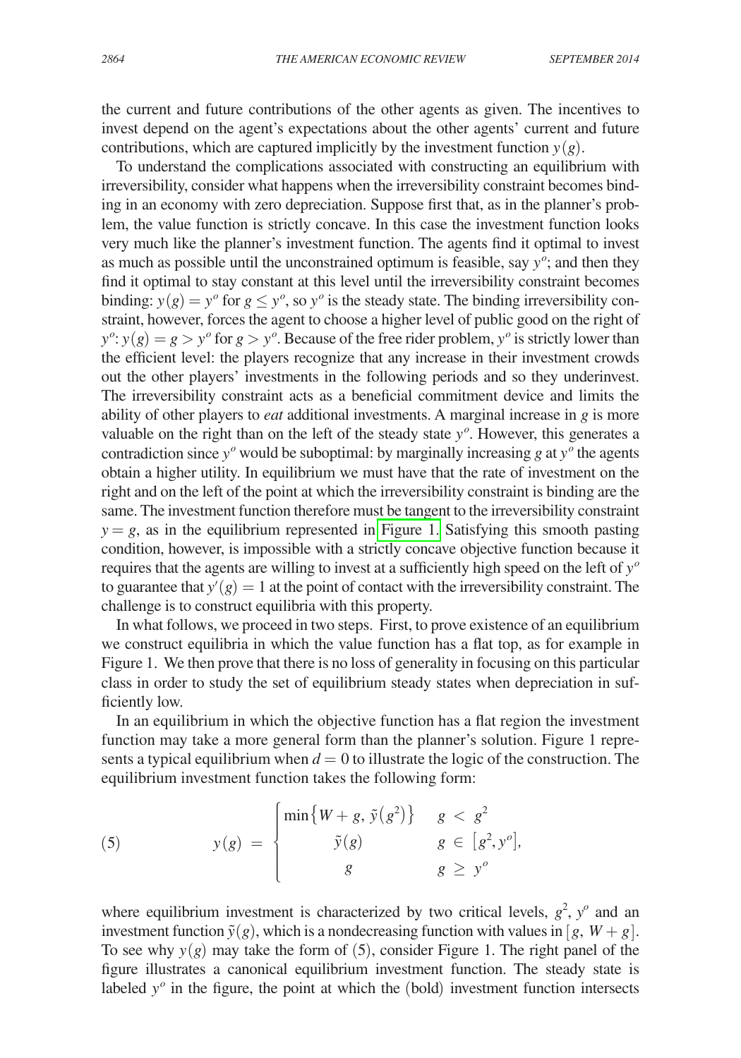the current and future contributions of the other agents as given. The incentives to invest depend on the agent's expectations about the other agents' current and future contributions, which are captured implicitly by the investment function $y(g)$.

To understand the complications associated with constructing an equilibrium with irreversibility, consider what happens when the irreversibility constraint becomes binding in an economy with zero depreciation. Suppose first that, as in the planner's problem, the value function is strictly concave. In this case the investment function looks very much like the planner's investment function. The agents find it optimal to invest as much as possible until the unconstrained optimum is feasible, say $y^o$; and then they find it optimal to stay constant at this level until the irreversibility constraint becomes binding: $y(g) = y^o$ for $g \leq y^o$, so $y^o$ is the steady state. The binding irreversibility constraint, however, forces the agent to choose a higher level of public good on the right of $y^o$: $y(g) = g > y^o$ for $g > y^o$. Because of the free rider problem, $y^o$ is strictly lower than the efficient level: the players recognize that any increase in their investment crowds out the other players' investments in the following periods and so they underinvest. The irreversibility constraint acts as a beneficial commitment device and limits the ability of other players to *eat* additional investments. A marginal increase in $g$ is more valuable on the right than on the left of the steady state $y^o$. However, this generates a contradiction since $y^o$ would be suboptimal: by marginally increasing $g$ at $y^o$ the agents obtain a higher utility. In equilibrium we must have that the rate of investment on the right and on the left of the point at which the irreversibility constraint is binding are the same. The investment function therefore must be tangent to the irreversibility constraint $y = g$, as in the equilibrium represented in Figure 1. Satisfying this smooth pasting condition, however, is impossible with a strictly concave objective function because it requires that the agents are willing to invest at a sufficiently high speed on the left of $y^o$ to guarantee that $y'(g) = 1$ at the point of contact with the irreversibility constraint. The challenge is to construct equilibria with this property.

In what follows, we proceed in two steps. First, to prove existence of an equilibrium we construct equilibria in which the value function has a flat top, as for example in Figure 1. We then prove that there is no loss of generality in focusing on this particular class in order to study the set of equilibrium steady states when depreciation in sufficiently low.

In an equilibrium in which the objective function has a flat region the investment function may take a more general form than the planner's solution. Figure 1 represents a typical equilibrium when $d = 0$ to illustrate the logic of the construction. The equilibrium investment function takes the following form:

$$
y(g) = \begin{cases} \min\{W + g, \tilde{y}(g^2)\} & g < g^2 \\ \tilde{y}(g) & g \in [g^2, y^o], \\ g & g \geq y^o \end{cases} \tag{5}
$$

where equilibrium investment is characterized by two critical levels, $g^2$, $y^o$ and an investment function $\tilde{y}(g)$, which is a nondecreasing function with values in $[g, W + g]$. To see why $y(g)$ may take the form of (5), consider Figure 1. The right panel of the figure illustrates a canonical equilibrium investment function. The steady state is labeled $y^o$ in the figure, the point at which the (bold) investment function intersects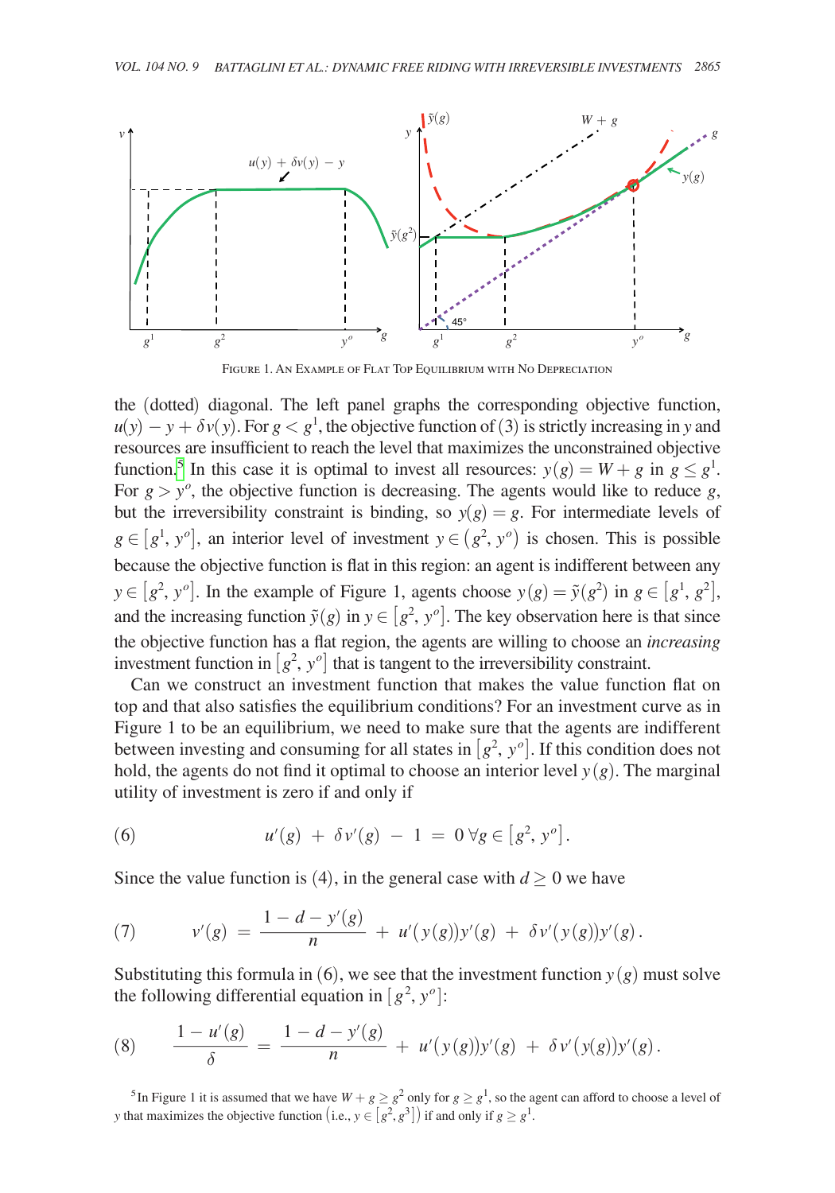Figure 1. An Example of Flat Top Equilibrium with No Depreciation

the (dotted) diagonal. The left panel graphs the corresponding objective function, $u(y) - y + \delta v(y)$. For $g < g^1$, the objective function of (3) is strictly increasing in $y$ and resources are insufficient to reach the level that maximizes the unconstrained objective function.[5] In this case it is optimal to invest all resources: $y(g) = W + g$ in $g \leq g^1$. For $g > y^o$, the objective function is decreasing. The agents would like to reduce $g$, but the irreversibility constraint is binding, so $y(g) = g$. For intermediate levels of $g \in [g^1, y^o]$, an interior level of investment $y \in (g^2, y^o)$ is chosen. This is possible because the objective function is flat in this region: an agent is indifferent between any $y \in [g^2, y^o]$. In the example of Figure 1, agents choose $y(g) = \tilde{y}(g^2)$ in $g \in [g^1, g^2]$, and the increasing function $\tilde{y}(g)$ in $y \in [g^2, y^o]$. The key observation here is that since the objective function has a flat region, the agents are willing to choose an *increasing* investment function in $[g^2, y^o]$ that is tangent to the irreversibility constraint.

Can we construct an investment function that makes the value function flat on top and that also satisfies the equilibrium conditions? For an investment curve as in Figure 1 to be an equilibrium, we need to make sure that the agents are indifferent between investing and consuming for all states in $[g^2, y^o]$. If this condition does not hold, the agents do not find it optimal to choose an interior level $y(g)$. The marginal utility of investment is zero if and only if

$$u'(g) + \delta v'(g) - 1 = 0 \; \forall g \in [g^2, y^o]. \tag{6}$$

Since the value function is (4), in the general case with $d \geq 0$ we have

$$v'(g) = \frac{1 - d - y'(g)}{n} + u'(y(g))y'(g) + \delta v'(y(g))y'(g). \tag{7}$$

Substituting this formula in (6), we see that the investment function $y(g)$ must solve the following differential equation in $[g^2, y^o]$:

$$\frac{1 - u'(g)}{\delta} = \frac{1 - d - y'(g)}{n} + u'(y(g))y'(g) + \delta v'(y(g))y'(g). \tag{8}$$

[5] In Figure 1 it is assumed that we have $W + g \geq g^2$ only for $g \geq g^1$, so the agent can afford to choose a level of $y$ that maximizes the objective function (i.e., $y \in [g^2, g^3]$) if and only if $g \geq g^1$.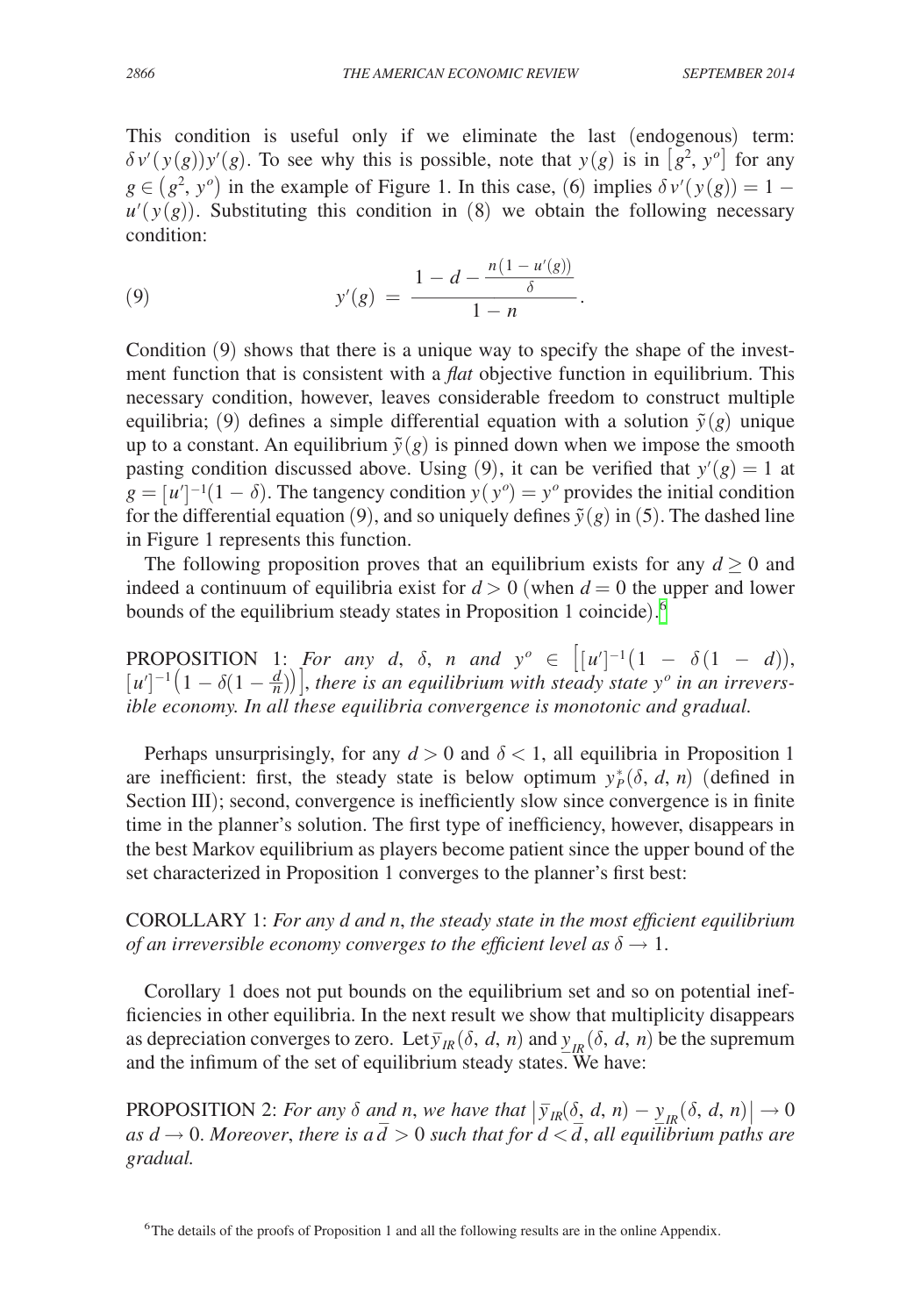This condition is useful only if we eliminate the last (endogenous) term: $\delta v'(y(g))y'(g)$. To see why this is possible, note that $y(g)$ is in $[g^2, y^o]$ for any $g \in (g^2, y^o)$ in the example of Figure 1. In this case, (6) implies $\delta v'(y(g)) = 1 - u'(y(g))$. Substituting this condition in (8) we obtain the following necessary condition:

$$y'(g) = \frac{1 - d - \frac{n(1-u'(g))}{\delta}}{1-n}. \tag{9}$$

Condition (9) shows that there is a unique way to specify the shape of the investment function that is consistent with a *flat* objective function in equilibrium. This necessary condition, however, leaves considerable freedom to construct multiple equilibria; (9) defines a simple differential equation with a solution $\tilde{y}(g)$ unique up to a constant. An equilibrium $\tilde{y}(g)$ is pinned down when we impose the smooth pasting condition discussed above. Using (9), it can be verified that $y'(g) = 1$ at $g = [u']^{-1}(1-\delta)$. The tangency condition $y(y^o) = y^o$ provides the initial condition for the differential equation (9), and so uniquely defines $\tilde{y}(g)$ in (5). The dashed line in Figure 1 represents this function.

The following proposition proves that an equilibrium exists for any $d \geq 0$ and indeed a continuum of equilibria exist for $d > 0$ (when $d = 0$ the upper and lower bounds of the equilibrium steady states in Proposition 1 coincide).[6]

PROPOSITION 1: *For any $d$, $\delta$, $n$ and $y^o \in \left[[u']^{-1}(1 - \delta(1-d)), [u']^{-1}\left(1 - \delta\left(1 - \frac{d}{n}\right)\right)\right]$, there is an equilibrium with steady state $y^o$ in an irreversible economy. In all these equilibria convergence is monotonic and gradual.*

Perhaps unsurprisingly, for any $d > 0$ and $\delta < 1$, all equilibria in Proposition 1 are inefficient: first, the steady state is below optimum $y_P^*(\delta, d, n)$ (defined in Section III); second, convergence is inefficiently slow since convergence is in finite time in the planner's solution. The first type of inefficiency, however, disappears in the best Markov equilibrium as players become patient since the upper bound of the set characterized in Proposition 1 converges to the planner's first best:

COROLLARY 1: *For any $d$ and $n$, the steady state in the most efficient equilibrium of an irreversible economy converges to the efficient level as $\delta \to 1$.*

Corollary 1 does not put bounds on the equilibrium set and so on potential inefficiencies in other equilibria. In the next result we show that multiplicity disappears as depreciation converges to zero. Let $\overline{y}_{IR}(\delta, d, n)$ and $\underline{y}_{IR}(\delta, d, n)$ be the supremum and the infimum of the set of equilibrium steady states. We have:

PROPOSITION 2: *For any $\delta$ and $n$, we have that $\left|\overline{y}_{IR}(\delta, d, n) - \underline{y}_{IR}(\delta, d, n)\right| \to 0$ as $d \to 0$. Moreover, there is a $\overline{d} > 0$ such that for $d < \overline{d}$, all equilibrium paths are gradual.*

[6] The details of the proofs of Proposition 1 and all the following results are in the online Appendix.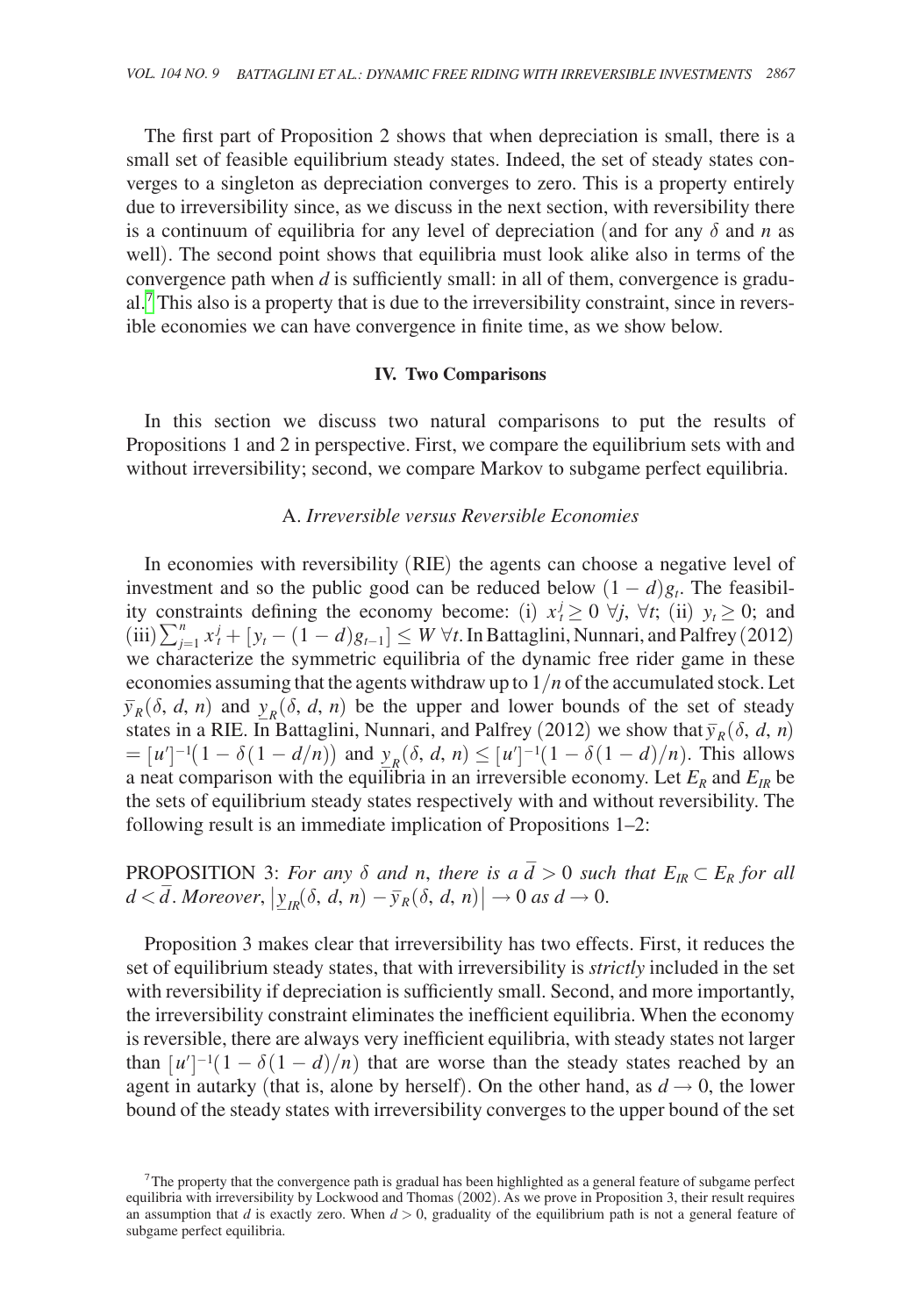The first part of Proposition 2 shows that when depreciation is small, there is a small set of feasible equilibrium steady states. Indeed, the set of steady states converges to a singleton as depreciation converges to zero. This is a property entirely due to irreversibility since, as we discuss in the next section, with reversibility there is a continuum of equilibria for any level of depreciation (and for any $\delta$ and $n$ as well). The second point shows that equilibria must look alike also in terms of the convergence path when $d$ is sufficiently small: in all of them, convergence is gradual.[7] This also is a property that is due to the irreversibility constraint, since in reversible economies we can have convergence in finite time, as we show below.

## IV. Two Comparisons

In this section we discuss two natural comparisons to put the results of Propositions 1 and 2 in perspective. First, we compare the equilibrium sets with and without irreversibility; second, we compare Markov to subgame perfect equilibria.

### A. *Irreversible versus Reversible Economies*

In economies with reversibility (RIE) the agents can choose a negative level of investment and so the public good can be reduced below $(1-d)g_t$. The feasibility constraints defining the economy become: (i) $x_t^j \geq 0 \ \forall j, \ \forall t$; (ii) $y_t \geq 0$; and (iii) $\sum_{j=1}^{n} x_t^j + [y_t - (1-d)g_{t-1}] \leq W \ \forall t$. In Battaglini, Nunnari, and Palfrey (2012) we characterize the symmetric equilibria of the dynamic free rider game in these economies assuming that the agents withdraw up to $1/n$ of the accumulated stock. Let $\overline{y}_R(\delta, d, n)$ and $\underline{y}_R(\delta, d, n)$ be the upper and lower bounds of the set of steady states in a RIE. In Battaglini, Nunnari, and Palfrey (2012) we show that $\overline{y}_R(\delta, d, n) = [u']^{-1}(1 - \delta(1 - d/n))$ and $\underline{y}_R(\delta, d, n) \leq [u']^{-1}(1 - \delta(1-d)/n)$. This allows a neat comparison with the equilibria in an irreversible economy. Let $E_R$ and $E_{IR}$ be the sets of equilibrium steady states respectively with and without reversibility. The following result is an immediate implication of Propositions 1–2:

PROPOSITION 3: *For any $\delta$ and $n$, there is a $\overline{d} > 0$ such that $E_{IR} \subset E_R$ for all $d < \overline{d}$. Moreover, $\left|\underline{y}_{IR}(\delta, d, n) - \overline{y}_R(\delta, d, n)\right| \rightarrow 0$ as $d \rightarrow 0$.*

Proposition 3 makes clear that irreversibility has two effects. First, it reduces the set of equilibrium steady states, that with irreversibility is *strictly* included in the set with reversibility if depreciation is sufficiently small. Second, and more importantly, the irreversibility constraint eliminates the inefficient equilibria. When the economy is reversible, there are always very inefficient equilibria, with steady states not larger than $[u']^{-1}(1 - \delta(1-d)/n)$ that are worse than the steady states reached by an agent in autarky (that is, alone by herself). On the other hand, as $d \rightarrow 0$, the lower bound of the steady states with irreversibility converges to the upper bound of the set

[7] The property that the convergence path is gradual has been highlighted as a general feature of subgame perfect equilibria with irreversibility by Lockwood and Thomas (2002). As we prove in Proposition 3, their result requires an assumption that $d$ is exactly zero. When $d > 0$, graduality of the equilibrium path is not a general feature of subgame perfect equilibria.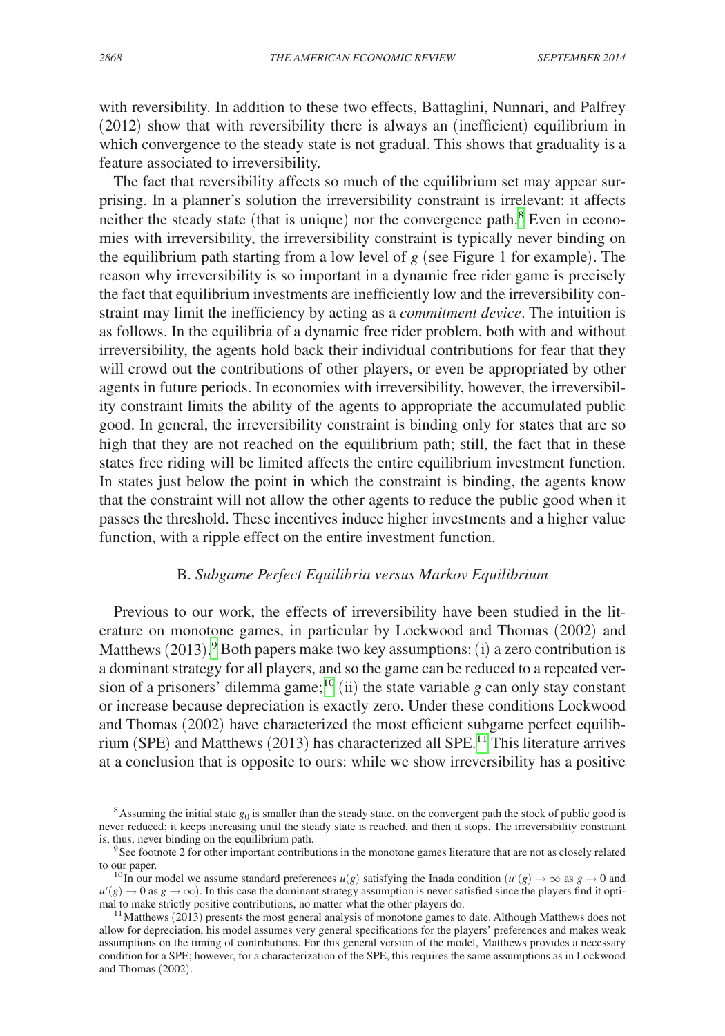with reversibility. In addition to these two effects, Battaglini, Nunnari, and Palfrey (2012) show that with reversibility there is always an (inefficient) equilibrium in which convergence to the steady state is not gradual. This shows that graduality is a feature associated to irreversibility.

The fact that reversibility affects so much of the equilibrium set may appear surprising. In a planner's solution the irreversibility constraint is irrelevant: it affects neither the steady state (that is unique) nor the convergence path.[8] Even in economies with irreversibility, the irreversibility constraint is typically never binding on the equilibrium path starting from a low level of $g$ (see Figure 1 for example). The reason why irreversibility is so important in a dynamic free rider game is precisely the fact that equilibrium investments are inefficiently low and the irreversibility constraint may limit the inefficiency by acting as a *commitment device*. The intuition is as follows. In the equilibria of a dynamic free rider problem, both with and without irreversibility, the agents hold back their individual contributions for fear that they will crowd out the contributions of other players, or even be appropriated by other agents in future periods. In economies with irreversibility, however, the irreversibility constraint limits the ability of the agents to appropriate the accumulated public good. In general, the irreversibility constraint is binding only for states that are so high that they are not reached on the equilibrium path; still, the fact that in these states free riding will be limited affects the entire equilibrium investment function. In states just below the point in which the constraint is binding, the agents know that the constraint will not allow the other agents to reduce the public good when it passes the threshold. These incentives induce higher investments and a higher value function, with a ripple effect on the entire investment function.

## B. *Subgame Perfect Equilibria versus Markov Equilibrium*

Previous to our work, the effects of irreversibility have been studied in the literature on monotone games, in particular by Lockwood and Thomas (2002) and Matthews (2013).[9] Both papers make two key assumptions: (i) a zero contribution is a dominant strategy for all players, and so the game can be reduced to a repeated version of a prisoners' dilemma game;[10] (ii) the state variable $g$ can only stay constant or increase because depreciation is exactly zero. Under these conditions Lockwood and Thomas (2002) have characterized the most efficient subgame perfect equilibrium (SPE) and Matthews (2013) has characterized all SPE.[11] This literature arrives at a conclusion that is opposite to ours: while we show irreversibility has a positive

[8] Assuming the initial state $g_0$ is smaller than the steady state, on the convergent path the stock of public good is never reduced; it keeps increasing until the steady state is reached, and then it stops. The irreversibility constraint is, thus, never binding on the equilibrium path.

[9] See footnote 2 for other important contributions in the monotone games literature that are not as closely related to our paper.

[10] In our model we assume standard preferences $u(g)$ satisfying the Inada condition ($u'(g) \to \infty$ as $g \to 0$ and $u'(g) \to 0$ as $g \to \infty$). In this case the dominant strategy assumption is never satisfied since the players find it optimal to make strictly positive contributions, no matter what the other players do.

[11] Matthews (2013) presents the most general analysis of monotone games to date. Although Matthews does not allow for depreciation, his model assumes very general specifications for the players' preferences and makes weak assumptions on the timing of contributions. For this general version of the model, Matthews provides a necessary condition for a SPE; however, for a characterization of the SPE, this requires the same assumptions as in Lockwood and Thomas (2002).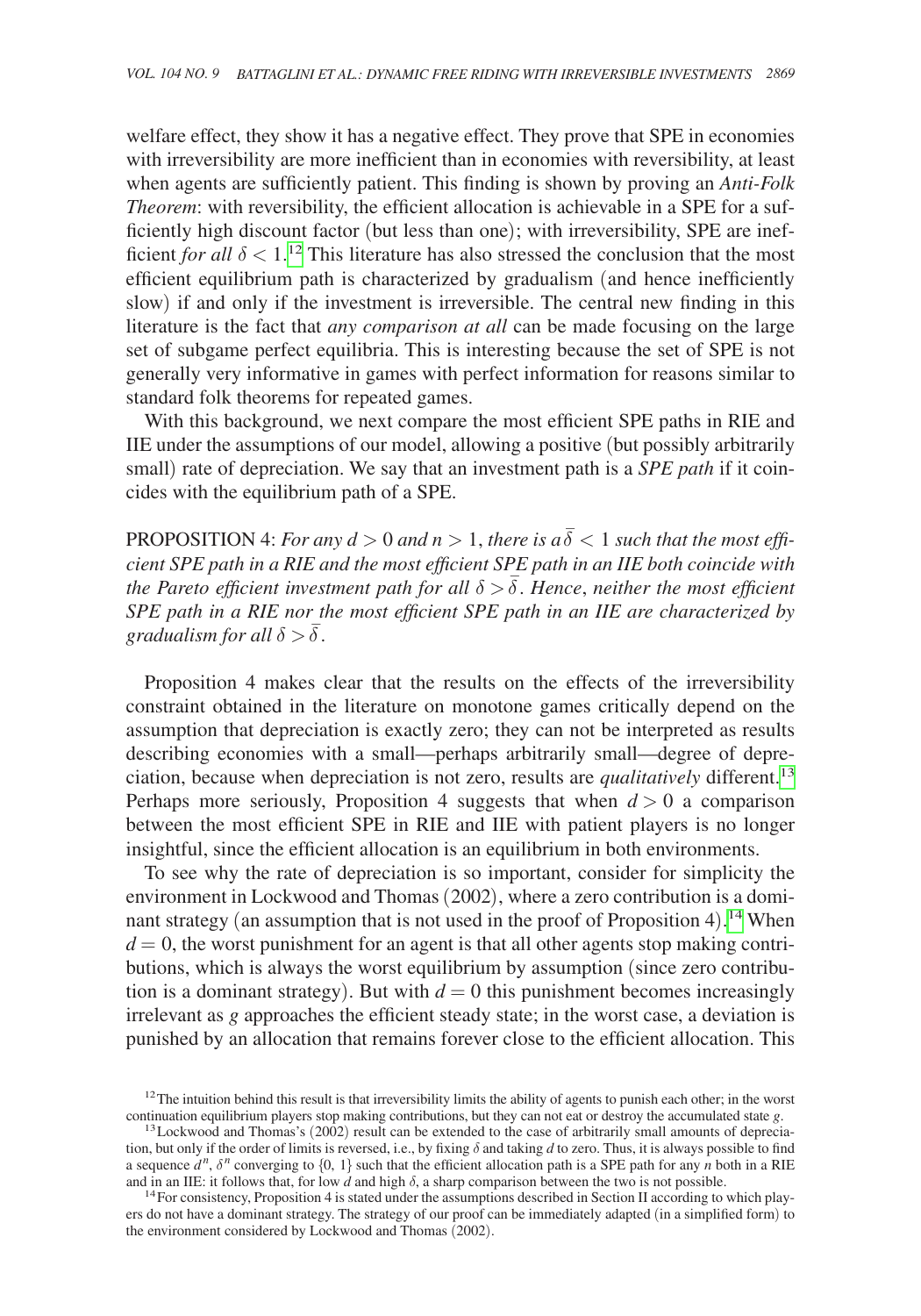welfare effect, they show it has a negative effect. They prove that SPE in economies with irreversibility are more inefficient than in economies with reversibility, at least when agents are sufficiently patient. This finding is shown by proving an *Anti-Folk Theorem*: with reversibility, the efficient allocation is achievable in a SPE for a sufficiently high discount factor (but less than one); with irreversibility, SPE are inefficient *for all* $\delta < 1$.[12] This literature has also stressed the conclusion that the most efficient equilibrium path is characterized by gradualism (and hence inefficiently slow) if and only if the investment is irreversible. The central new finding in this literature is the fact that *any comparison at all* can be made focusing on the large set of subgame perfect equilibria. This is interesting because the set of SPE is not generally very informative in games with perfect information for reasons similar to standard folk theorems for repeated games.

With this background, we next compare the most efficient SPE paths in RIE and IIE under the assumptions of our model, allowing a positive (but possibly arbitrarily small) rate of depreciation. We say that an investment path is a *SPE path* if it coincides with the equilibrium path of a SPE.

PROPOSITION 4: *For any $d > 0$ and $n > 1$, there is a $\overline{\delta} < 1$ such that the most efficient SPE path in a RIE and the most efficient SPE path in an IIE both coincide with the Pareto efficient investment path for all $\delta > \overline{\delta}$. Hence, neither the most efficient SPE path in a RIE nor the most efficient SPE path in an IIE are characterized by gradualism for all $\delta > \overline{\delta}$.*

Proposition 4 makes clear that the results on the effects of the irreversibility constraint obtained in the literature on monotone games critically depend on the assumption that depreciation is exactly zero; they can not be interpreted as results describing economies with a small—perhaps arbitrarily small—degree of depreciation, because when depreciation is not zero, results are *qualitatively* different.[13] Perhaps more seriously, Proposition 4 suggests that when $d > 0$ a comparison between the most efficient SPE in RIE and IIE with patient players is no longer insightful, since the efficient allocation is an equilibrium in both environments.

To see why the rate of depreciation is so important, consider for simplicity the environment in Lockwood and Thomas (2002), where a zero contribution is a dominant strategy (an assumption that is not used in the proof of Proposition 4).[14] When $d = 0$, the worst punishment for an agent is that all other agents stop making contributions, which is always the worst equilibrium by assumption (since zero contribution is a dominant strategy). But with $d = 0$ this punishment becomes increasingly irrelevant as $g$ approaches the efficient steady state; in the worst case, a deviation is punished by an allocation that remains forever close to the efficient allocation. This

[12] The intuition behind this result is that irreversibility limits the ability of agents to punish each other; in the worst continuation equilibrium players stop making contributions, but they can not eat or destroy the accumulated state $g$.

[13] Lockwood and Thomas's (2002) result can be extended to the case of arbitrarily small amounts of depreciation, but only if the order of limits is reversed, i.e., by fixing $\delta$ and taking $d$ to zero. Thus, it is always possible to find a sequence $d^n$, $\delta^n$ converging to $\{0, 1\}$ such that the efficient allocation path is a SPE path for any $n$ both in a RIE and in an IIE: it follows that, for low $d$ and high $\delta$, a sharp comparison between the two is not possible.

[14] For consistency, Proposition 4 is stated under the assumptions described in Section II according to which players do not have a dominant strategy. The strategy of our proof can be immediately adapted (in a simplified form) to the environment considered by Lockwood and Thomas (2002).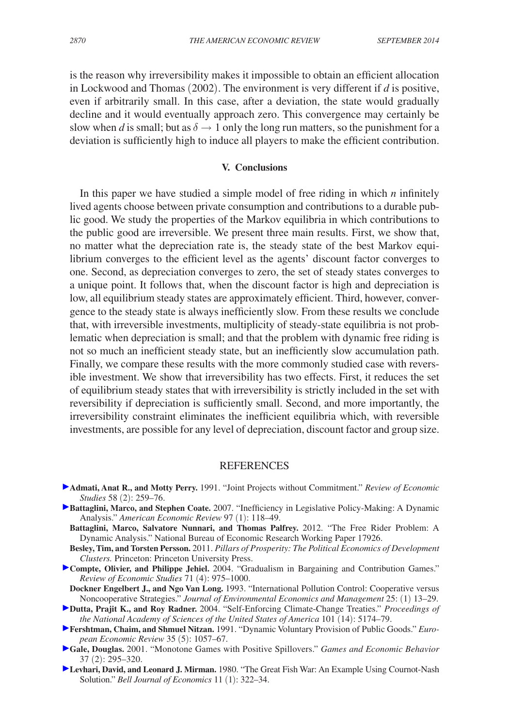is the reason why irreversibility makes it impossible to obtain an efficient allocation in Lockwood and Thomas (2002). The environment is very different if $d$ is positive, even if arbitrarily small. In this case, after a deviation, the state would gradually decline and it would eventually approach zero. This convergence may certainly be slow when $d$ is small; but as $\delta \to 1$ only the long run matters, so the punishment for a deviation is sufficiently high to induce all players to make the efficient contribution.

## V. Conclusions

In this paper we have studied a simple model of free riding in which $n$ infinitely lived agents choose between private consumption and contributions to a durable public good. We study the properties of the Markov equilibria in which contributions to the public good are irreversible. We present three main results. First, we show that, no matter what the depreciation rate is, the steady state of the best Markov equilibrium converges to the efficient level as the agents' discount factor converges to one. Second, as depreciation converges to zero, the set of steady states converges to a unique point. It follows that, when the discount factor is high and depreciation is low, all equilibrium steady states are approximately efficient. Third, however, convergence to the steady state is always inefficiently slow. From these results we conclude that, with irreversible investments, multiplicity of steady-state equilibria is not problematic when depreciation is small; and that the problem with dynamic free riding is not so much an inefficient steady state, but an inefficiently slow accumulation path. Finally, we compare these results with the more commonly studied case with reversible investment. We show that irreversibility has two effects. First, it reduces the set of equilibrium steady states that with irreversibility is strictly included in the set with reversibility if depreciation is sufficiently small. Second, and more importantly, the irreversibility constraint eliminates the inefficient equilibria which, with reversible investments, are possible for any level of depreciation, discount factor and group size.

## REFERENCES

**Admati, Anat R., and Motty Perry.** 1991. "Joint Projects without Commitment." *Review of Economic Studies* 58 (2): 259–76.

**Battaglini, Marco, and Stephen Coate.** 2007. "Inefficiency in Legislative Policy-Making: A Dynamic Analysis." *American Economic Review* 97 (1): 118–49.

**Battaglini, Marco, Salvatore Nunnari, and Thomas Palfrey.** 2012. "The Free Rider Problem: A Dynamic Analysis." National Bureau of Economic Research Working Paper 17926.

**Besley, Tim, and Torsten Persson.** 2011. *Pillars of Prosperity: The Political Economics of Development Clusters.* Princeton: Princeton University Press.

**Compte, Olivier, and Philippe Jehiel.** 2004. "Gradualism in Bargaining and Contribution Games." *Review of Economic Studies* 71 (4): 975–1000.

**Dockner Engelbert J., and Ngo Van Long.** 1993. "International Pollution Control: Cooperative versus Noncooperative Strategies." *Journal of Environmental Economics and Management* 25: (1) 13–29.

**Dutta, Prajit K., and Roy Radner.** 2004. "Self-Enforcing Climate-Change Treaties." *Proceedings of the National Academy of Sciences of the United States of America* 101 (14): 5174–79.

**Fershtman, Chaim, and Shmuel Nitzan.** 1991. "Dynamic Voluntary Provision of Public Goods." *European Economic Review* 35 (5): 1057–67.

**Gale, Douglas.** 2001. "Monotone Games with Positive Spillovers." *Games and Economic Behavior* 37 (2): 295–320.

**Levhari, David, and Leonard J. Mirman.** 1980. "The Great Fish War: An Example Using Cournot-Nash Solution." *Bell Journal of Economics* 11 (1): 322–34.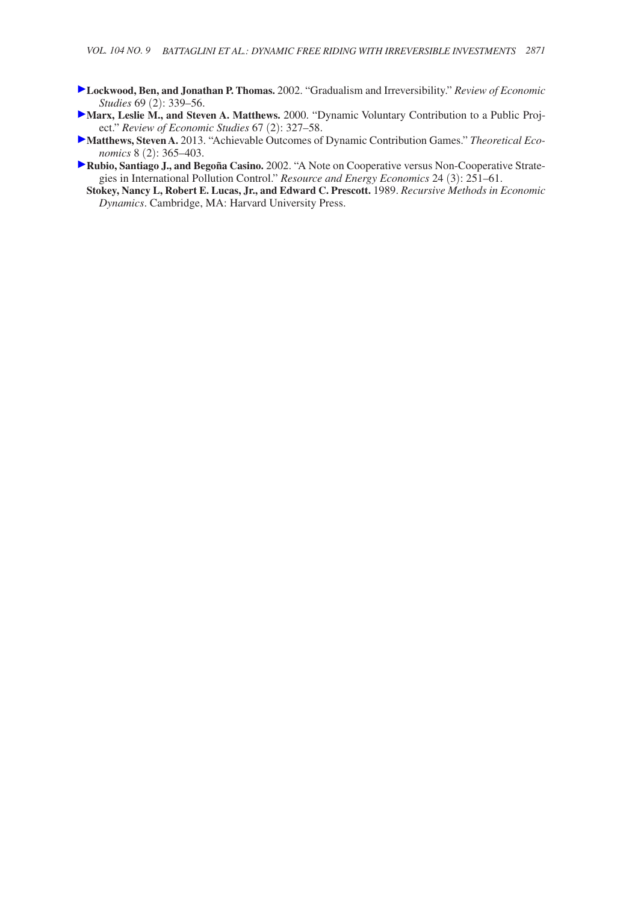**Lockwood, Ben, and Jonathan P. Thomas.** 2002. "Gradualism and Irreversibility." *Review of Economic Studies* 69 (2): 339–56.

**Marx, Leslie M., and Steven A. Matthews.** 2000. "Dynamic Voluntary Contribution to a Public Project." *Review of Economic Studies* 67 (2): 327–58.

**Matthews, Steven A.** 2013. "Achievable Outcomes of Dynamic Contribution Games." *Theoretical Economics* 8 (2): 365–403.

**Rubio, Santiago J., and Begoña Casino.** 2002. "A Note on Cooperative versus Non-Cooperative Strategies in International Pollution Control." *Resource and Energy Economics* 24 (3): 251–61.

**Stokey, Nancy L, Robert E. Lucas, Jr., and Edward C. Prescott.** 1989. *Recursive Methods in Economic Dynamics*. Cambridge, MA: Harvard University Press.